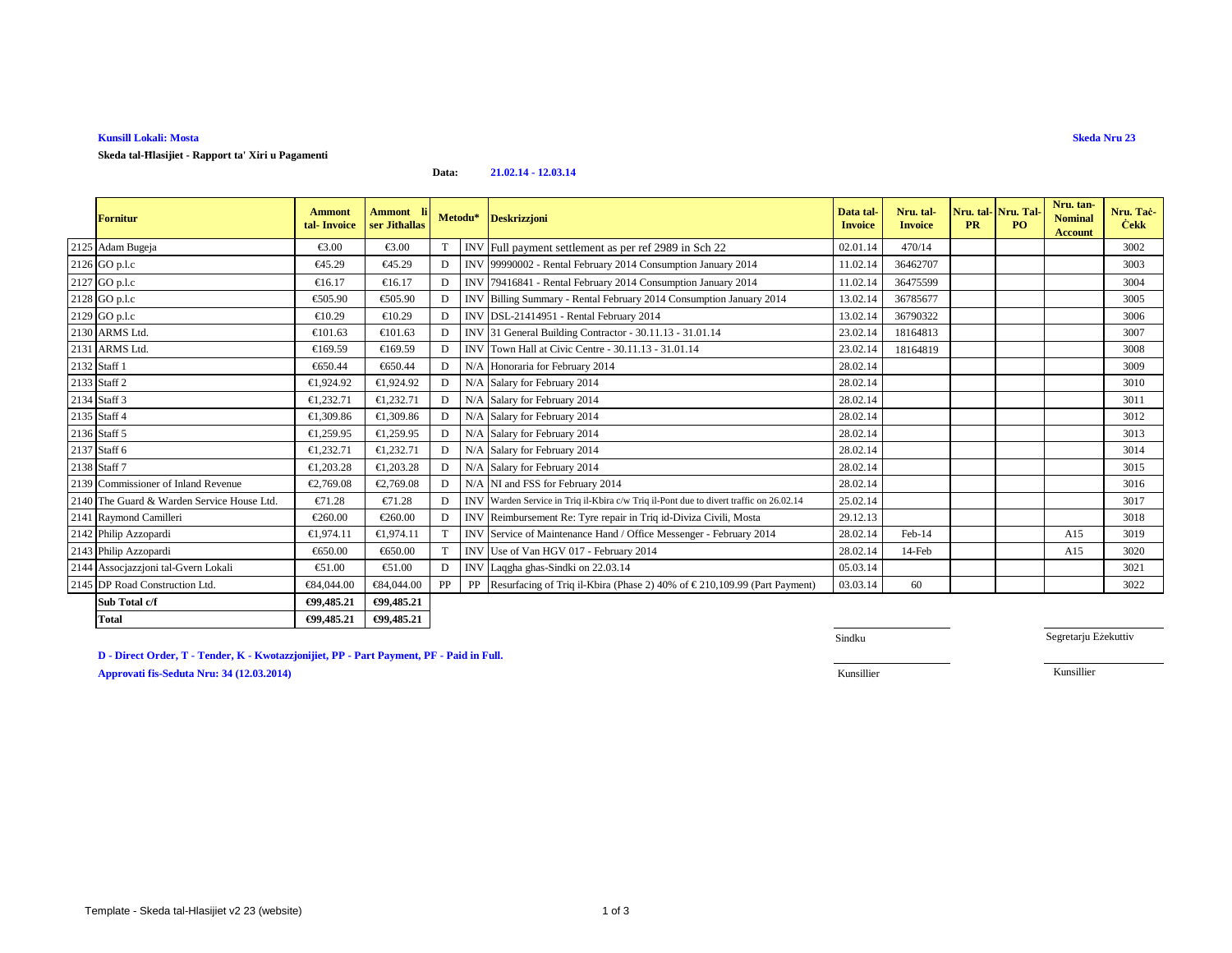**Kunsill Lokali: Mosta** **Skeda Nru 23**

**Skeda tal-Ħlasijiet - Rapport ta' Xiri u Pagamenti**

**Data:** **21.02.14 - 12.03.14**

| | Fornitur | Ammont tal- Invoice | Ammont li ser Jithallas | Metodu* | | Deskrizzjoni | Data tal-Invoice | Nru. tal-Invoice | Nru. tal-PR | Nru. Tal-PO | Nru. tan-Nominal Account | Nru. Taċ-Ċekk |
|---|---|---|---|---|---|---|---|---|---|---|---|---|
| 2125 | Adam Bugeja | €3.00 | €3.00 | T | INV | Full payment settlement as per ref 2989 in Sch 22 | 02.01.14 | 470/14 | | | | 3002 |
| 2126 | GO p.l.c | €45.29 | €45.29 | D | INV | 99990002 - Rental February 2014 Consumption January 2014 | 11.02.14 | 36462707 | | | | 3003 |
| 2127 | GO p.l.c | €16.17 | €16.17 | D | INV | 79416841 - Rental February 2014 Consumption January 2014 | 11.02.14 | 36475599 | | | | 3004 |
| 2128 | GO p.l.c | €505.90 | €505.90 | D | INV | Billing Summary - Rental February 2014 Consumption January 2014 | 13.02.14 | 36785677 | | | | 3005 |
| 2129 | GO p.l.c | €10.29 | €10.29 | D | INV | DSL-21414951 - Rental February 2014 | 13.02.14 | 36790322 | | | | 3006 |
| 2130 | ARMS Ltd. | €101.63 | €101.63 | D | INV | 31 General Building Contractor - 30.11.13 - 31.01.14 | 23.02.14 | 18164813 | | | | 3007 |
| 2131 | ARMS Ltd. | €169.59 | €169.59 | D | INV | Town Hall at Civic Centre - 30.11.13 - 31.01.14 | 23.02.14 | 18164819 | | | | 3008 |
| 2132 | Staff 1 | €650.44 | €650.44 | D | N/A | Honoraria for February 2014 | 28.02.14 | | | | | 3009 |
| 2133 | Staff 2 | €1,924.92 | €1,924.92 | D | N/A | Salary for February 2014 | 28.02.14 | | | | | 3010 |
| 2134 | Staff 3 | €1,232.71 | €1,232.71 | D | N/A | Salary for February 2014 | 28.02.14 | | | | | 3011 |
| 2135 | Staff 4 | €1,309.86 | €1,309.86 | D | N/A | Salary for February 2014 | 28.02.14 | | | | | 3012 |
| 2136 | Staff 5 | €1,259.95 | €1,259.95 | D | N/A | Salary for February 2014 | 28.02.14 | | | | | 3013 |
| 2137 | Staff 6 | €1,232.71 | €1,232.71 | D | N/A | Salary for February 2014 | 28.02.14 | | | | | 3014 |
| 2138 | Staff 7 | €1,203.28 | €1,203.28 | D | N/A | Salary for February 2014 | 28.02.14 | | | | | 3015 |
| 2139 | Commissioner of Inland Revenue | €2,769.08 | €2,769.08 | D | N/A | NI and FSS for February 2014 | 28.02.14 | | | | | 3016 |
| 2140 | The Guard & Warden Service House Ltd. | €71.28 | €71.28 | D | INV | Warden Service in Triq il-Kbira c/w Triq il-Pont due to divert traffic on 26.02.14 | 25.02.14 | | | | | 3017 |
| 2141 | Raymond Camilleri | €260.00 | €260.00 | D | INV | Reimbursement Re: Tyre repair in Triq id-Diviza Civili, Mosta | 29.12.13 | | | | | 3018 |
| 2142 | Philip Azzopardi | €1,974.11 | €1,974.11 | T | INV | Service of Maintenance Hand / Office Messenger - February 2014 | 28.02.14 | Feb-14 | | | A15 | 3019 |
| 2143 | Philip Azzopardi | €650.00 | €650.00 | T | INV | Use of Van HGV 017 - February 2014 | 28.02.14 | 14-Feb | | | A15 | 3020 |
| 2144 | Assocjazzjoni tal-Gvern Lokali | €51.00 | €51.00 | D | INV | Laqgha ghas-Sindki on 22.03.14 | 05.03.14 | | | | | 3021 |
| 2145 | DP Road Construction Ltd. | €84,044.00 | €84,044.00 | PP | PP | Resurfacing of Triq il-Kbira (Phase 2) 40% of € 210,109.99 (Part Payment) | 03.03.14 | 60 | | | | 3022 |
| | **Sub Total c/f** | **€99,485.21** | **€99,485.21** | | | | | | | | | |
| | **Total** | **€99,485.21** | **€99,485.21** | | | | | | | | | |

Sindku — Segretarju Eżekuttiv

**D - Direct Order, T - Tender, K - Kwotazzjonijiet, PP - Part Payment, PF - Paid in Full.**

**Approvati fis-Seduta Nru: 34 (12.03.2014)**

Kunsillier — Kunsillier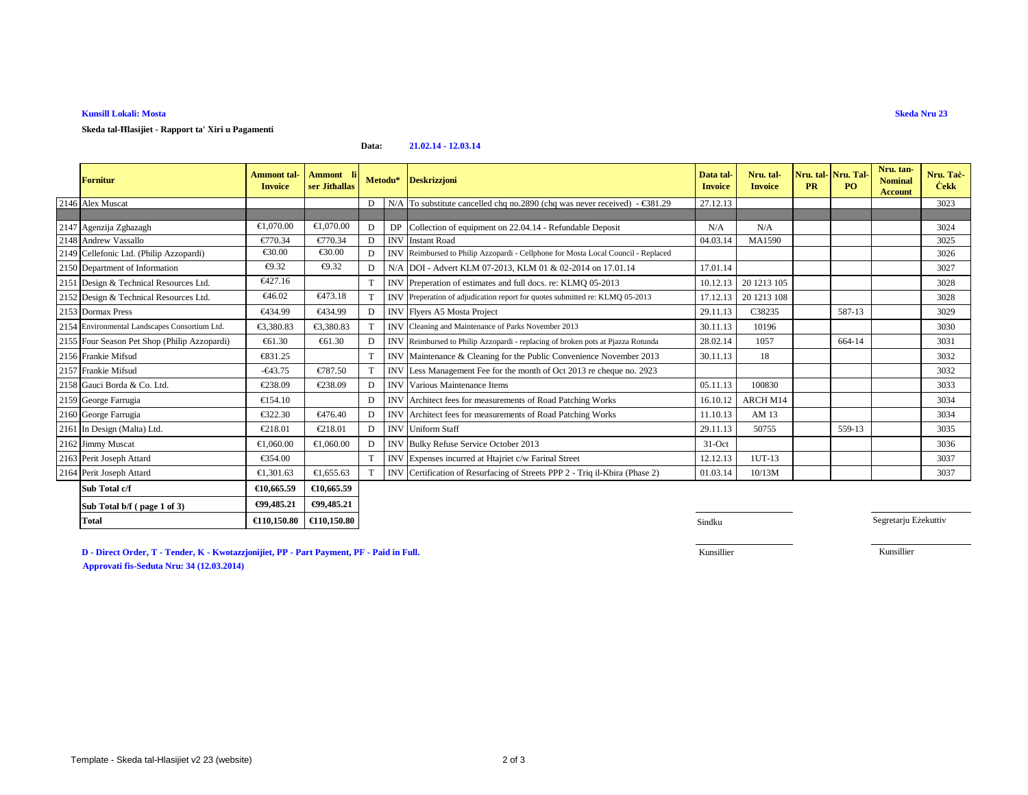**Kunsill Lokali: Mosta**

**Skeda Nru 23**

**Skeda tal-Ħlasijiet - Rapport ta' Xiri u Pagamenti**

**Data:** **21.02.14 - 12.03.14**

| | Fornitur | Ammont tal-Invoice | Ammont li ser Jithallas | Metodu* | | Deskrizzjoni | Data tal-Invoice | Nru. tal-Invoice | Nru. tal-PR | Nru. Tal-PO | Nru. tan-Nominal Account | Nru. Taċ-Ċekk |
|---|---|---|---|---|---|---|---|---|---|---|---|---|
| 2146 | Alex Muscat | | | D | N/A | To substitute cancelled chq no.2890 (chq was never received) - €381.29 | 27.12.13 | | | | | 3023 |
| | | | | | | | | | | | | |
| 2147 | Agenzija Zghazagh | €1,070.00 | €1,070.00 | D | DP | Collection of equipment on 22.04.14 - Refundable Deposit | N/A | N/A | | | | 3024 |
| 2148 | Andrew Vassallo | €770.34 | €770.34 | D | INV | Instant Road | 04.03.14 | MA1590 | | | | 3025 |
| 2149 | Cellefonic Ltd. (Philip Azzopardi) | €30.00 | €30.00 | D | INV | Reimbursed to Philip Azzopardi - Cellphone for Mosta Local Council - Replaced | | | | | | 3026 |
| 2150 | Department of Information | €9.32 | €9.32 | D | N/A | DOI - Advert KLM 07-2013, KLM 01 & 02-2014 on 17.01.14 | 17.01.14 | | | | | 3027 |
| 2151 | Design & Technical Resources Ltd. | €427.16 | | T | INV | Preperation of estimates and full docs. re: KLMQ 05-2013 | 10.12.13 | 20 1213 105 | | | | 3028 |
| 2152 | Design & Technical Resources Ltd. | €46.02 | €473.18 | T | INV | Preperation of adjudication report for quotes submitted re: KLMQ 05-2013 | 17.12.13 | 20 1213 108 | | | | 3028 |
| 2153 | Dormax Press | €434.99 | €434.99 | D | INV | Flyers A5 Mosta Project | 29.11.13 | C38235 | | 587-13 | | 3029 |
| 2154 | Environmental Landscapes Consortium Ltd. | €3,380.83 | €3,380.83 | T | INV | Cleaning and Maintenance of Parks November 2013 | 30.11.13 | 10196 | | | | 3030 |
| 2155 | Four Season Pet Shop (Philip Azzopardi) | €61.30 | €61.30 | D | INV | Reimbursed to Philip Azzopardi - replacing of broken pots at Pjazza Rotunda | 28.02.14 | 1057 | | 664-14 | | 3031 |
| 2156 | Frankie Mifsud | €831.25 | | T | INV | Maintenance & Cleaning for the Public Convenience November 2013 | 30.11.13 | 18 | | | | 3032 |
| 2157 | Frankie Mifsud | -€43.75 | €787.50 | T | INV | Less Management Fee for the month of Oct 2013 re cheque no. 2923 | | | | | | 3032 |
| 2158 | Gauci Borda & Co. Ltd. | €238.09 | €238.09 | D | INV | Various Maintenance Items | 05.11.13 | 100830 | | | | 3033 |
| 2159 | George Farrugia | €154.10 | | D | INV | Architect fees for measurements of Road Patching Works | 16.10.12 | ARCH M14 | | | | 3034 |
| 2160 | George Farrugia | €322.30 | €476.40 | D | INV | Architect fees for measurements of Road Patching Works | 11.10.13 | AM 13 | | | | 3034 |
| 2161 | In Design (Malta) Ltd. | €218.01 | €218.01 | D | INV | Uniform Staff | 29.11.13 | 50755 | | 559-13 | | 3035 |
| 2162 | Jimmy Muscat | €1,060.00 | €1,060.00 | D | INV | Bulky Refuse Service October 2013 | 31-Oct | | | | | 3036 |
| 2163 | Perit Joseph Attard | €354.00 | | T | INV | Expenses incurred at Htajriet c/w Farinal Street | 12.12.13 | 1UT-13 | | | | 3037 |
| 2164 | Perit Joseph Attard | €1,301.63 | €1,655.63 | T | INV | Certification of Resurfacing of Streets PPP 2 - Triq il-Kbira (Phase 2) | 01.03.14 | 10/13M | | | | 3037 |
| | **Sub Total c/f** | **€10,665.59** | **€10,665.59** | | | | | | | | | |
| | **Sub Total b/f ( page 1 of 3)** | **€99,485.21** | **€99,485.21** | | | | | | | | | |
| | **Total** | **€110,150.80** | **€110,150.80** | | | | | | | | | |

Sindku — Segretarju Eżekuttiv

Kunsillier — Kunsillier

**D - Direct Order, T - Tender, K - Kwotazzjonijiet, PP - Part Payment, PF - Paid in Full.**

**Approvati fis-Seduta Nru: 34 (12.03.2014)**

Template - Skeda tal-Hlasijiet v2 23 (website)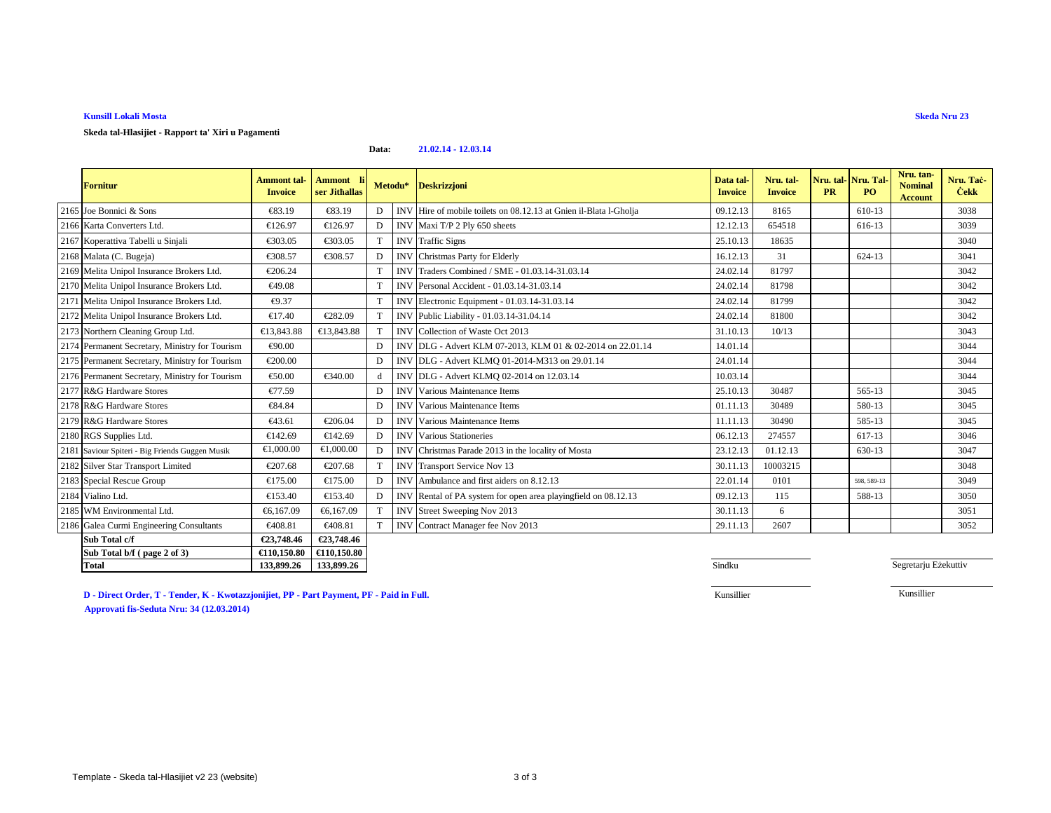**Kunsill Lokali Mosta**

**Skeda Nru 23**

**Skeda tal-Hlasijiet - Rapport ta' Xiri u Pagamenti**

**Data: 21.02.14 - 12.03.14**

| | Fornitur | Ammont tal-Invoice | Ammont li ser Jithallas | Metodu* | | Deskrizzjoni | Data tal-Invoice | Nru. tal-Invoice | Nru. tal-PR | Nru. Tal-PO | Nru. tan-Nominal Account | Nru. Taċ-Ċekk |
|---|---|---|---|---|---|---|---|---|---|---|---|---|
| 2165 | Joe Bonnici & Sons | €83.19 | €83.19 | D | INV | Hire of mobile toilets on 08.12.13 at Gnien il-Blata l-Gholja | 09.12.13 | 8165 | | 610-13 | | 3038 |
| 2166 | Karta Converters Ltd. | €126.97 | €126.97 | D | INV | Maxi T/P 2 Ply 650 sheets | 12.12.13 | 654518 | | 616-13 | | 3039 |
| 2167 | Koperattiva Tabelli u Sinjali | €303.05 | €303.05 | T | INV | Traffic Signs | 25.10.13 | 18635 | | | | 3040 |
| 2168 | Malata (C. Bugeja) | €308.57 | €308.57 | D | INV | Christmas Party for Elderly | 16.12.13 | 31 | | 624-13 | | 3041 |
| 2169 | Melita Unipol Insurance Brokers Ltd. | €206.24 | | T | INV | Traders Combined / SME - 01.03.14-31.03.14 | 24.02.14 | 81797 | | | | 3042 |
| 2170 | Melita Unipol Insurance Brokers Ltd. | €49.08 | | T | INV | Personal Accident - 01.03.14-31.03.14 | 24.02.14 | 81798 | | | | 3042 |
| 2171 | Melita Unipol Insurance Brokers Ltd. | €9.37 | | T | INV | Electronic Equipment - 01.03.14-31.03.14 | 24.02.14 | 81799 | | | | 3042 |
| 2172 | Melita Unipol Insurance Brokers Ltd. | €17.40 | €282.09 | T | INV | Public Liability - 01.03.14-31.04.14 | 24.02.14 | 81800 | | | | 3042 |
| 2173 | Northern Cleaning Group Ltd. | €13,843.88 | €13,843.88 | T | INV | Collection of Waste Oct 2013 | 31.10.13 | 10/13 | | | | 3043 |
| 2174 | Permanent Secretary, Ministry for Tourism | €90.00 | | D | INV | DLG - Advert KLM 07-2013, KLM 01 & 02-2014 on 22.01.14 | 14.01.14 | | | | | 3044 |
| 2175 | Permanent Secretary, Ministry for Tourism | €200.00 | | D | INV | DLG - Advert KLMQ 01-2014-M313 on 29.01.14 | 24.01.14 | | | | | 3044 |
| 2176 | Permanent Secretary, Ministry for Tourism | €50.00 | €340.00 | d | INV | DLG - Advert KLMQ 02-2014 on 12.03.14 | 10.03.14 | | | | | 3044 |
| 2177 | R&G Hardware Stores | €77.59 | | D | INV | Various Maintenance Items | 25.10.13 | 30487 | | 565-13 | | 3045 |
| 2178 | R&G Hardware Stores | €84.84 | | D | INV | Various Maintenance Items | 01.11.13 | 30489 | | 580-13 | | 3045 |
| 2179 | R&G Hardware Stores | €43.61 | €206.04 | D | INV | Various Maintenance Items | 11.11.13 | 30490 | | 585-13 | | 3045 |
| 2180 | RGS Supplies Ltd. | €142.69 | €142.69 | D | INV | Various Stationeries | 06.12.13 | 274557 | | 617-13 | | 3046 |
| 2181 | Saviour Spiteri - Big Friends Guggen Musik | €1,000.00 | €1,000.00 | D | INV | Christmas Parade 2013 in the locality of Mosta | 23.12.13 | 01.12.13 | | 630-13 | | 3047 |
| 2182 | Silver Star Transport Limited | €207.68 | €207.68 | T | INV | Transport Service Nov 13 | 30.11.13 | 10003215 | | | | 3048 |
| 2183 | Special Rescue Group | €175.00 | €175.00 | D | INV | Ambulance and first aiders on 8.12.13 | 22.01.14 | 0101 | | 598, 589-13 | | 3049 |
| 2184 | Vialino Ltd. | €153.40 | €153.40 | D | INV | Rental of PA system for open area playingfield on 08.12.13 | 09.12.13 | 115 | | 588-13 | | 3050 |
| 2185 | WM Environmental Ltd. | €6,167.09 | €6,167.09 | T | INV | Street Sweeping Nov 2013 | 30.11.13 | 6 | | | | 3051 |
| 2186 | Galea Curmi Engineering Consultants | €408.81 | €408.81 | T | INV | Contract Manager fee Nov 2013 | 29.11.13 | 2607 | | | | 3052 |
| | **Sub Total c/f** | **€23,748.46** | **€23,748.46** | | | | | | | | | |
| | **Sub Total b/f ( page 2 of 3)** | **€110,150.80** | **€110,150.80** | | | | | | | | | |
| | **Total** | **133,899.26** | **133,899.26** | | | | | | | | | |

Sindku | Segretarju Eżekuttiv

Kunsillier | Kunsillier

**D - Direct Order, T - Tender, K - Kwotazzjonijiet, PP - Part Payment, PF - Paid in Full.**

**Approvati fis-Seduta Nru: 34 (12.03.2014)**

Template - Skeda tal-Hlasijiet v2 23 (website)